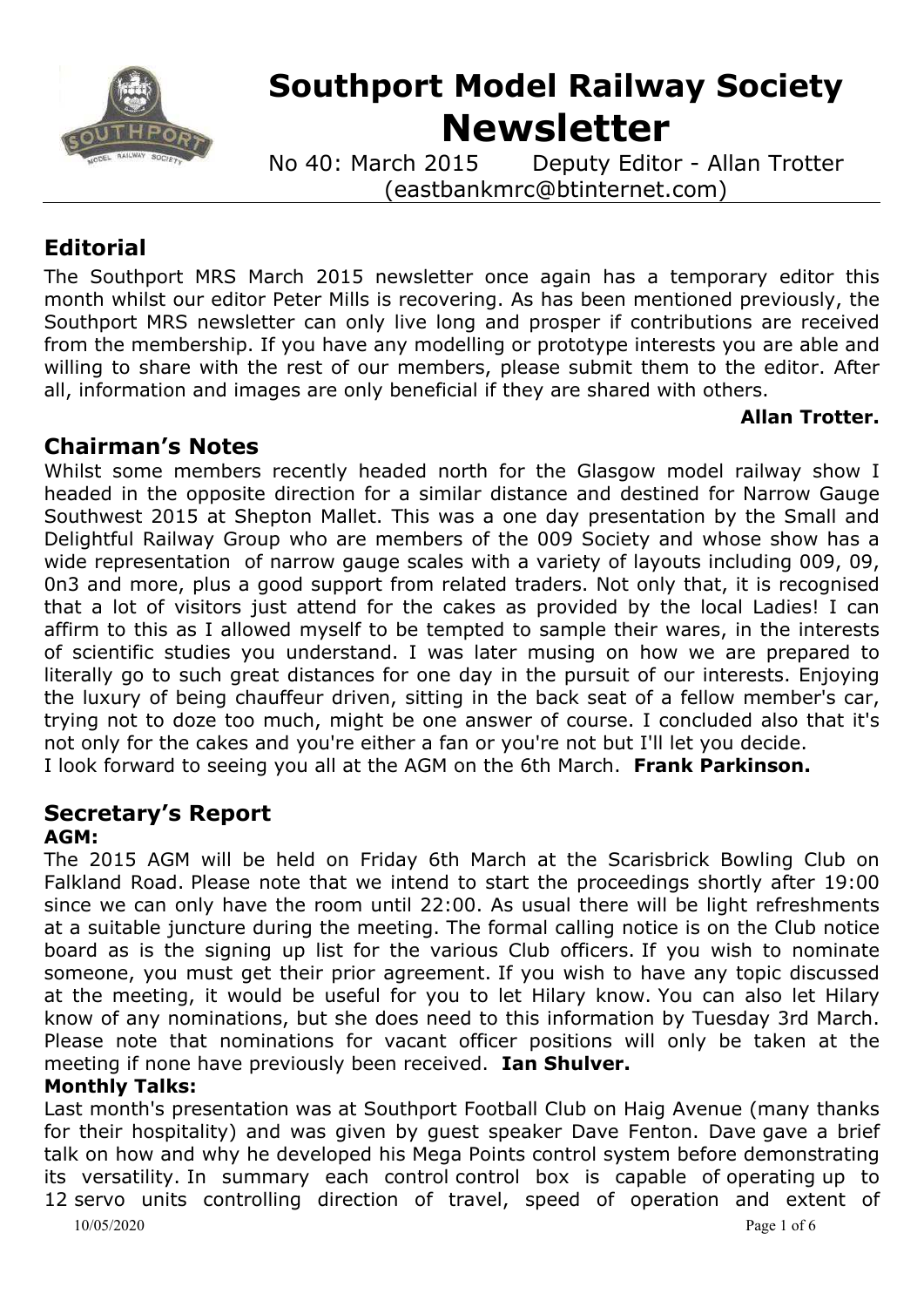# Southport Model Railway Society Newsletter

No 40: March 2015 Deputy Editor - Allan Trotter (eastbankmrc@btinternet.com)

## Editorial

The Southport MRS March 2015 newsletter once again has a temporary editor this month whilst our editor Peter Mills is recovering. As has been mentioned previously, the Southport MRS newsletter can only live long and prosper if contributions are received from the membership. If you have any modelling or prototype interests you are able and willing to share with the rest of our members, please submit them to the editor. After all, information and images are only beneficial if they are shared with others.

**Allan Trotter.**

## Chairman's Notes

Whilst some members recently headed north for the Glasgow model railway show I headed in the opposite direction for a similar distance and destined for Narrow Gauge Southwest 2015 at Shepton Mallet. This was a one day presentation by the Small and Delightful Railway Group who are members of the 009 Society and whose show has a wide representation of narrow gauge scales with a variety of layouts including 009, 09, 0n3 and more, plus a good support from related traders. Not only that, it is recognised that a lot of visitors just attend for the cakes as provided by the local Ladies! I can affirm to this as I allowed myself to be tempted to sample their wares, in the interests of scientific studies you understand. I was later musing on how we are prepared to literally go to such great distances for one day in the pursuit of our interests. Enjoying the luxury of being chauffeur driven, sitting in the back seat of a fellow member's car, trying not to doze too much, might be one answer of course. I concluded also that it's not only for the cakes and you're either a fan or you're not but I'll let you decide.

I look forward to seeing you all at the AGM on the 6th March. **Frank Parkinson.**

## Secretary's Report

**AGM:**

The 2015 AGM will be held on Friday 6th March at the Scarisbrick Bowling Club on Falkland Road. Please note that we intend to start the proceedings shortly after 19:00 since we can only have the room until 22:00. As usual there will be light refreshments at a suitable juncture during the meeting. The formal calling notice is on the Club notice board as is the signing up list for the various Club officers. If you wish to nominate someone, you must get their prior agreement. If you wish to have any topic discussed at the meeting, it would be useful for you to let Hilary know. You can also let Hilary know of any nominations, but she does need to this information by Tuesday 3rd March. Please note that nominations for vacant officer positions will only be taken at the meeting if none have previously been received. **Ian Shulver.**

**Monthly Talks:**

Last month's presentation was at Southport Football Club on Haig Avenue (many thanks for their hospitality) and was given by guest speaker Dave Fenton. Dave gave a brief talk on how and why he developed his Mega Points control system before demonstrating its versatility. In summary each control control box is capable of operating up to 12 servo units controlling direction of travel, speed of operation and extent of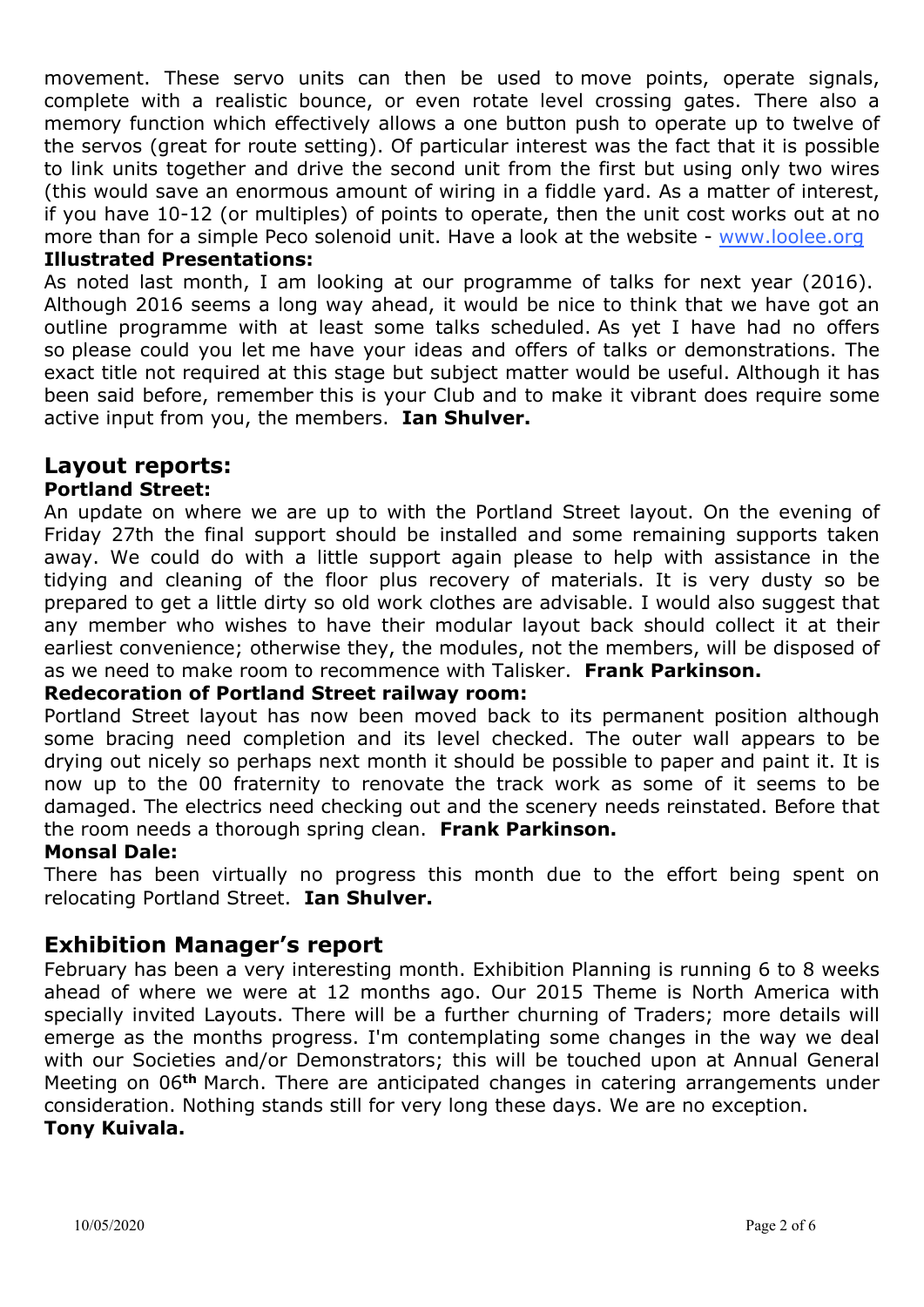movement. These servo units can then be used to move points, operate signals, complete with a realistic bounce, or even rotate level crossing gates. There also a memory function which effectively allows a one button push to operate up to twelve of the servos (great for route setting). Of particular interest was the fact that it is possible to link units together and drive the second unit from the first but using only two wires (this would save an enormous amount of wiring in a fiddle yard. As a matter of interest, if you have 10-12 (or multiples) of points to operate, then the unit cost works out at no more than for a simple Peco solenoid unit. Have a look at the website - [www.loolee.org](http://www.loolee.org)

**Illustrated Presentations:**

As noted last month, I am looking at our programme of talks for next year (2016). Although 2016 seems a long way ahead, it would be nice to think that we have got an outline programme with at least some talks scheduled. As yet I have had no offers so please could you let me have your ideas and offers of talks or demonstrations. The exact title not required at this stage but subject matter would be useful. Although it has been said before, remember this is your Club and to make it vibrant does require some active input from you, the members. **Ian Shulver.**

## Layout reports:

**Portland Street:**

An update on where we are up to with the Portland Street layout. On the evening of Friday 27th the final support should be installed and some remaining supports taken away. We could do with a little support again please to help with assistance in the tidying and cleaning of the floor plus recovery of materials. It is very dusty so be prepared to get a little dirty so old work clothes are advisable. I would also suggest that any member who wishes to have their modular layout back should collect it at their earliest convenience; otherwise they, the modules, not the members, will be disposed of as we need to make room to recommence with Talisker. **Frank Parkinson.**

**Redecoration of Portland Street railway room:**

Portland Street layout has now been moved back to its permanent position although some bracing need completion and its level checked. The outer wall appears to be drying out nicely so perhaps next month it should be possible to paper and paint it. It is now up to the 00 fraternity to renovate the track work as some of it seems to be damaged. The electrics need checking out and the scenery needs reinstated. Before that the room needs a thorough spring clean. **Frank Parkinson.**

**Monsal Dale:**

There has been virtually no progress this month due to the effort being spent on relocating Portland Street. **Ian Shulver.**

## Exhibition Manager's report

February has been a very interesting month. Exhibition Planning is running 6 to 8 weeks ahead of where we were at 12 months ago. Our 2015 Theme is North America with specially invited Layouts. There will be a further churning of Traders; more details will emerge as the months progress. I'm contemplating some changes in the way we deal with our Societies and/or Demonstrators; this will be touched upon at Annual General Meeting on 06th March. There are anticipated changes in catering arrangements under consideration. Nothing stands still for very long these days. We are no exception.

**Tony Kuivala.**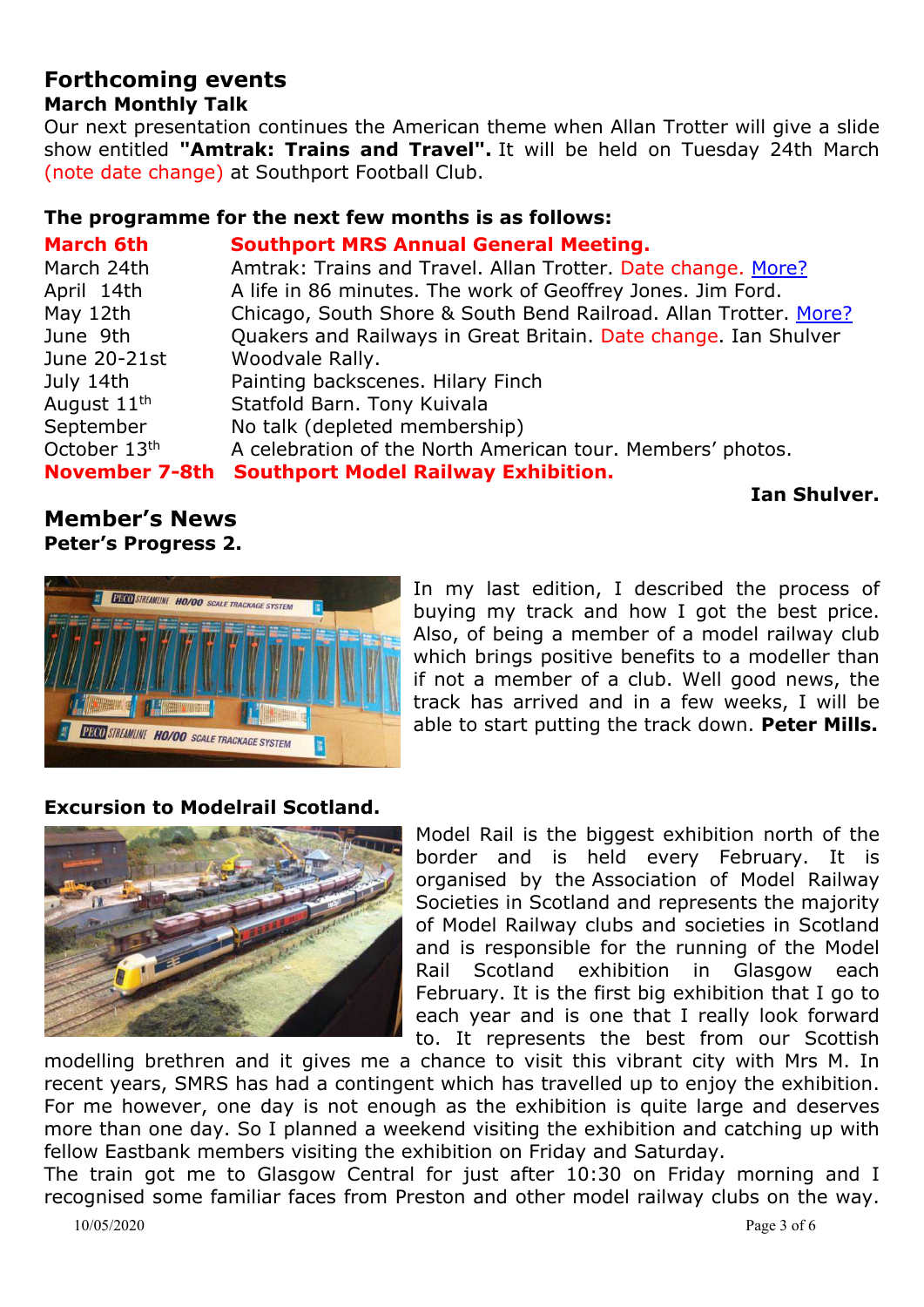## Forthcoming events

### March Monthly Talk

Our next presentation continues the American theme when Allan Trotter will give a slide show entitled **"Amtrak: Trains and Travel".** It will be held on Tuesday 24th March (note date change) at Southport Football Club.

**The programme for the next few months is as follows:**

| | |
|---|---|
| **March 6th** | **Southport MRS Annual General Meeting.** |
| March 24th | Amtrak: Trains and Travel. Allan Trotter. Date change. More? |
| April 14th | A life in 86 minutes. The work of Geoffrey Jones. Jim Ford. |
| May 12th | Chicago, South Shore & South Bend Railroad. Allan Trotter. More? |
| June 9th | Quakers and Railways in Great Britain. Date change. Ian Shulver |
| June 20-21st | Woodvale Rally. |
| July 14th | Painting backscenes. Hilary Finch |
| August 11th | Statfold Barn. Tony Kuivala |
| September | No talk (depleted membership) |
| October 13th | A celebration of the North American tour. Members' photos. |
| **November 7-8th** | **Southport Model Railway Exhibition.** |

**Ian Shulver.**

## Member's News

### Peter's Progress 2.

In my last edition, I described the process of buying my track and how I got the best price. Also, of being a member of a model railway club which brings positive benefits to a modeller than if not a member of a club. Well good news, the track has arrived and in a few weeks, I will be able to start putting the track down. **Peter Mills.**

### Excursion to Modelrail Scotland.

Model Rail is the biggest exhibition north of the border and is held every February. It is organised by the Association of Model Railway Societies in Scotland and represents the majority of Model Railway clubs and societies in Scotland and is responsible for the running of the Model Rail Scotland exhibition in Glasgow each February. It is the first big exhibition that I go to each year and is one that I really look forward to. It represents the best from our Scottish modelling brethren and it gives me a chance to visit this vibrant city with Mrs M. In recent years, SMRS has had a contingent which has travelled up to enjoy the exhibition. For me however, one day is not enough as the exhibition is quite large and deserves more than one day. So I planned a weekend visiting the exhibition and catching up with fellow Eastbank members visiting the exhibition on Friday and Saturday.

The train got me to Glasgow Central for just after 10:30 on Friday morning and I recognised some familiar faces from Preston and other model railway clubs on the way.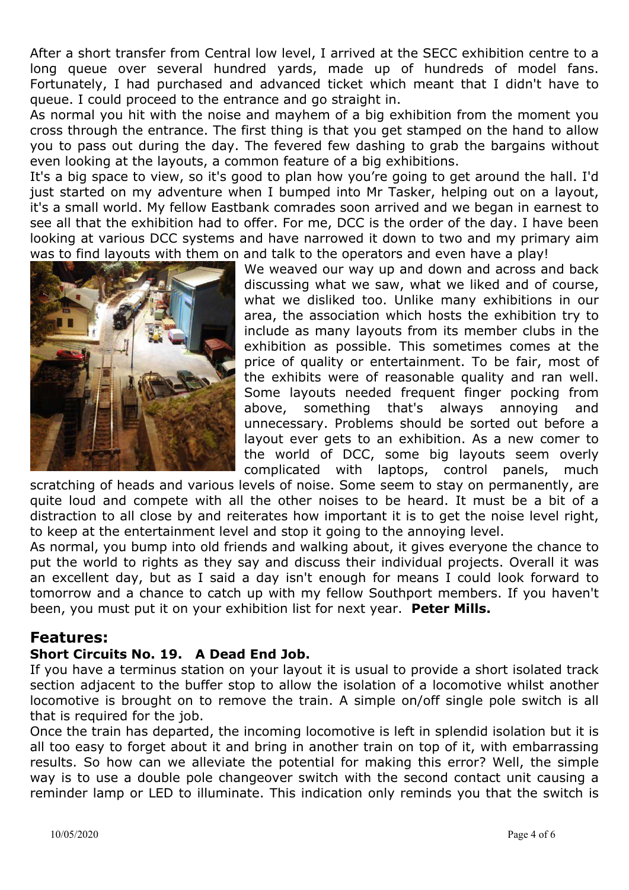After a short transfer from Central low level, I arrived at the SECC exhibition centre to a long queue over several hundred yards, made up of hundreds of model fans. Fortunately, I had purchased and advanced ticket which meant that I didn't have to queue. I could proceed to the entrance and go straight in.
As normal you hit with the noise and mayhem of a big exhibition from the moment you cross through the entrance. The first thing is that you get stamped on the hand to allow you to pass out during the day. The fevered few dashing to grab the bargains without even looking at the layouts, a common feature of a big exhibitions.
It's a big space to view, so it's good to plan how you're going to get around the hall. I'd just started on my adventure when I bumped into Mr Tasker, helping out on a layout, it's a small world. My fellow Eastbank comrades soon arrived and we began in earnest to see all that the exhibition had to offer. For me, DCC is the order of the day. I have been looking at various DCC systems and have narrowed it down to two and my primary aim was to find layouts with them on and talk to the operators and even have a play!
We weaved our way up and down and across and back discussing what we saw, what we liked and of course, what we disliked too. Unlike many exhibitions in our area, the association which hosts the exhibition try to include as many layouts from its member clubs in the exhibition as possible. This sometimes comes at the price of quality or entertainment. To be fair, most of the exhibits were of reasonable quality and ran well. Some layouts needed frequent finger pocking from above, something that's always annoying and unnecessary. Problems should be sorted out before a layout ever gets to an exhibition. As a new comer to the world of DCC, some big layouts seem overly complicated with laptops, control panels, much scratching of heads and various levels of noise. Some seem to stay on permanently, are quite loud and compete with all the other noises to be heard. It must be a bit of a distraction to all close by and reiterates how important it is to get the noise level right, to keep at the entertainment level and stop it going to the annoying level.
As normal, you bump into old friends and walking about, it gives everyone the chance to put the world to rights as they say and discuss their individual projects. Overall it was an excellent day, but as I said a day isn't enough for means I could look forward to tomorrow and a chance to catch up with my fellow Southport members. If you haven't been, you must put it on your exhibition list for next year. **Peter Mills.**

## Features:

### Short Circuits No. 19. A Dead End Job.

If you have a terminus station on your layout it is usual to provide a short isolated track section adjacent to the buffer stop to allow the isolation of a locomotive whilst another locomotive is brought on to remove the train. A simple on/off single pole switch is all that is required for the job.
Once the train has departed, the incoming locomotive is left in splendid isolation but it is all too easy to forget about it and bring in another train on top of it, with embarrassing results. So how can we alleviate the potential for making this error? Well, the simple way is to use a double pole changeover switch with the second contact unit causing a reminder lamp or LED to illuminate. This indication only reminds you that the switch is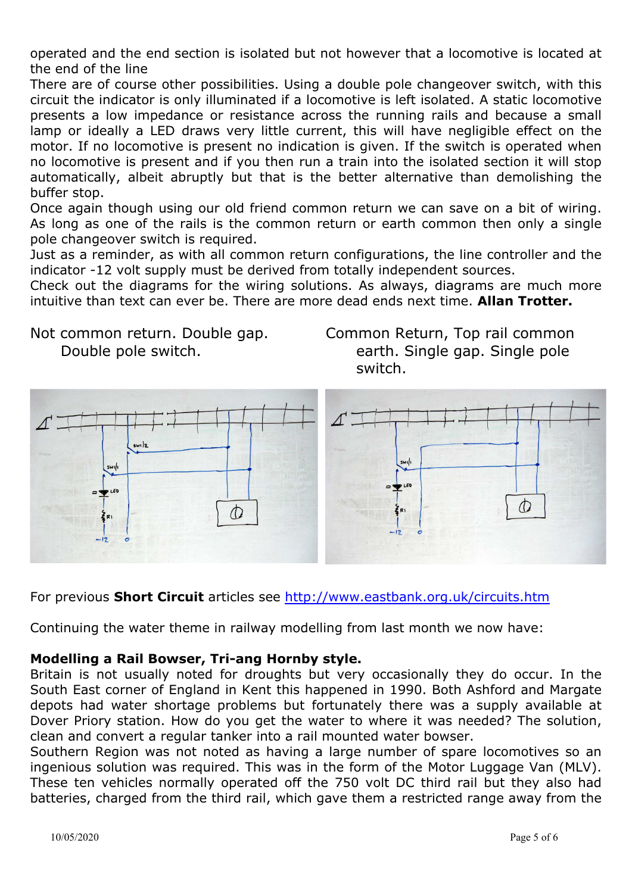operated and the end section is isolated but not however that a locomotive is located at the end of the line

There are of course other possibilities. Using a double pole changeover switch, with this circuit the indicator is only illuminated if a locomotive is left isolated. A static locomotive presents a low impedance or resistance across the running rails and because a small lamp or ideally a LED draws very little current, this will have negligible effect on the motor. If no locomotive is present no indication is given. If the switch is operated when no locomotive is present and if you then run a train into the isolated section it will stop automatically, albeit abruptly but that is the better alternative than demolishing the buffer stop.

Once again though using our old friend common return we can save on a bit of wiring. As long as one of the rails is the common return or earth common then only a single pole changeover switch is required.

Just as a reminder, as with all common return configurations, the line controller and the indicator -12 volt supply must be derived from totally independent sources.

Check out the diagrams for the wiring solutions. As always, diagrams are much more intuitive than text can ever be. There are more dead ends next time. **Allan Trotter.**

Not common return. Double gap. Double pole switch.

Common Return, Top rail common earth. Single gap. Single pole switch.

For previous **Short Circuit** articles see http://www.eastbank.org.uk/circuits.htm

Continuing the water theme in railway modelling from last month we now have:

**Modelling a Rail Bowser, Tri-ang Hornby style.**

Britain is not usually noted for droughts but very occasionally they do occur. In the South East corner of England in Kent this happened in 1990. Both Ashford and Margate depots had water shortage problems but fortunately there was a supply available at Dover Priory station. How do you get the water to where it was needed? The solution, clean and convert a regular tanker into a rail mounted water bowser.

Southern Region was not noted as having a large number of spare locomotives so an ingenious solution was required. This was in the form of the Motor Luggage Van (MLV). These ten vehicles normally operated off the 750 volt DC third rail but they also had batteries, charged from the third rail, which gave them a restricted range away from the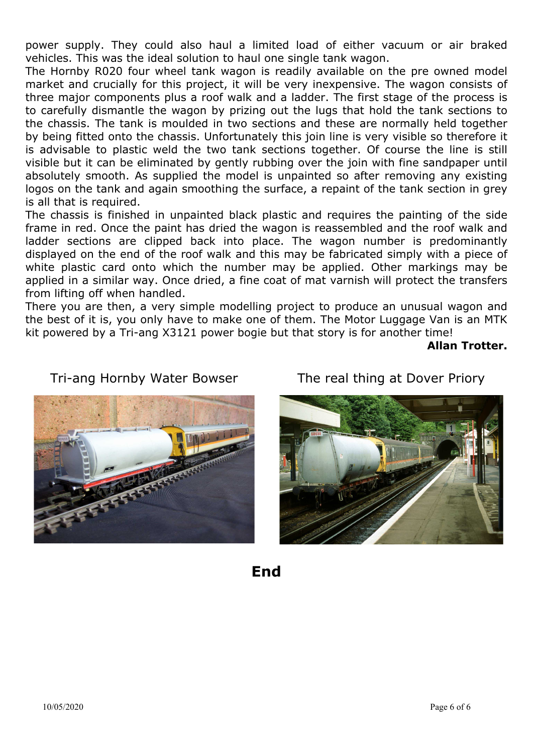power supply. They could also haul a limited load of either vacuum or air braked vehicles. This was the ideal solution to haul one single tank wagon.

The Hornby R020 four wheel tank wagon is readily available on the pre owned model market and crucially for this project, it will be very inexpensive. The wagon consists of three major components plus a roof walk and a ladder. The first stage of the process is to carefully dismantle the wagon by prizing out the lugs that hold the tank sections to the chassis. The tank is moulded in two sections and these are normally held together by being fitted onto the chassis. Unfortunately this join line is very visible so therefore it is advisable to plastic weld the two tank sections together. Of course the line is still visible but it can be eliminated by gently rubbing over the join with fine sandpaper until absolutely smooth. As supplied the model is unpainted so after removing any existing logos on the tank and again smoothing the surface, a repaint of the tank section in grey is all that is required.

The chassis is finished in unpainted black plastic and requires the painting of the side frame in red. Once the paint has dried the wagon is reassembled and the roof walk and ladder sections are clipped back into place. The wagon number is predominantly displayed on the end of the roof walk and this may be fabricated simply with a piece of white plastic card onto which the number may be applied. Other markings may be applied in a similar way. Once dried, a fine coat of mat varnish will protect the transfers from lifting off when handled.

There you are then, a very simple modelling project to produce an unusual wagon and the best of it is, you only have to make one of them. The Motor Luggage Van is an MTK kit powered by a Tri-ang X3121 power bogie but that story is for another time!

**Allan Trotter.**

Tri-ang Hornby Water Bowser

The real thing at Dover Priory

**End**